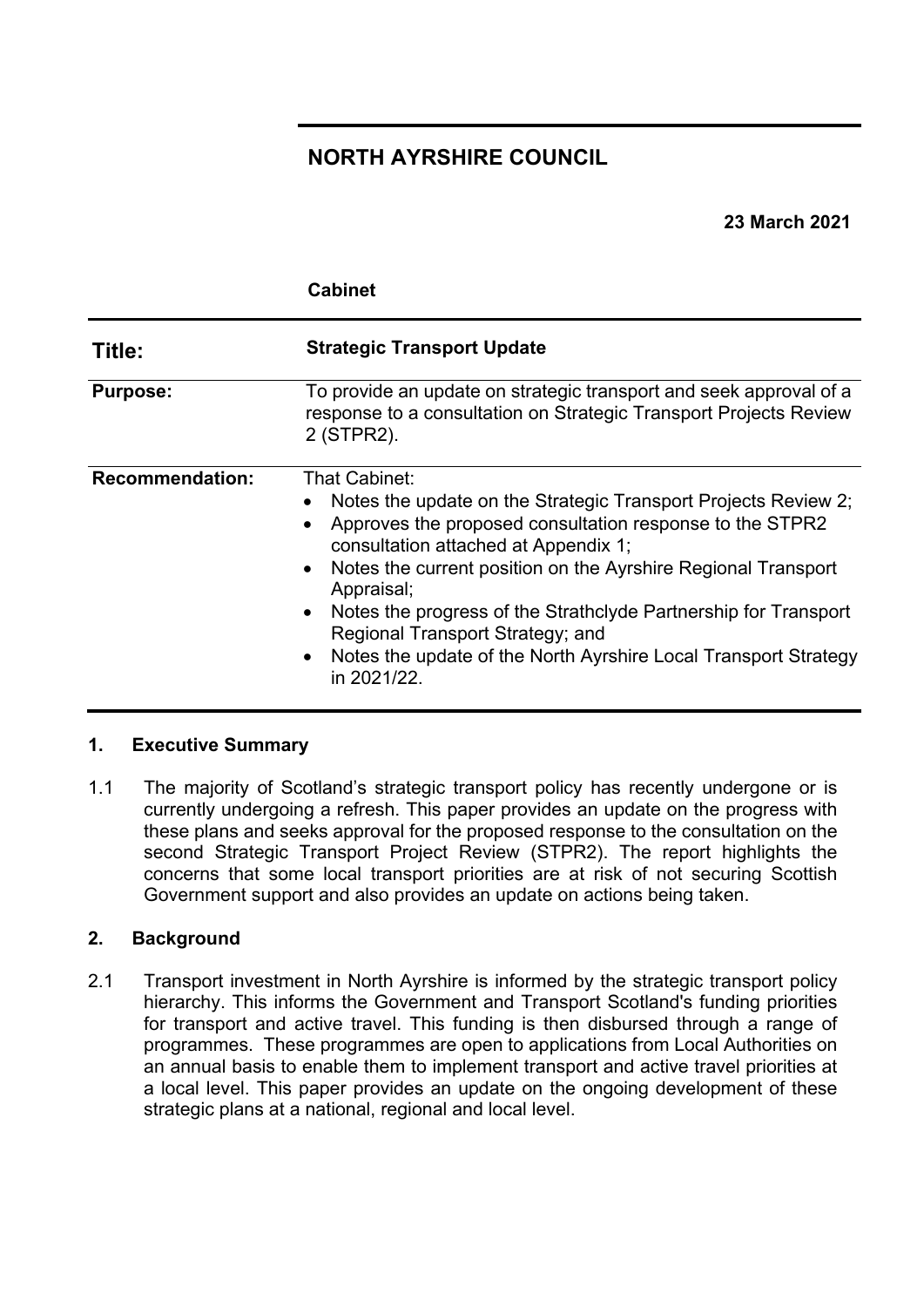# NORTH AYRSHIRE COUNCIL

**23 March 2021**

**Cabinet**

| | |
|---|---|
| **Title:** | **Strategic Transport Update** |
| **Purpose:** | To provide an update on strategic transport and seek approval of a response to a consultation on Strategic Transport Projects Review 2 (STPR2). |
| **Recommendation:** | That Cabinet:<br>• Notes the update on the Strategic Transport Projects Review 2;<br>• Approves the proposed consultation response to the STPR2 consultation attached at Appendix 1;<br>• Notes the current position on the Ayrshire Regional Transport Appraisal;<br>• Notes the progress of the Strathclyde Partnership for Transport Regional Transport Strategy; and<br>• Notes the update of the North Ayrshire Local Transport Strategy in 2021/22. |

## 1. Executive Summary

1.1 The majority of Scotland's strategic transport policy has recently undergone or is currently undergoing a refresh. This paper provides an update on the progress with these plans and seeks approval for the proposed response to the consultation on the second Strategic Transport Project Review (STPR2). The report highlights the concerns that some local transport priorities are at risk of not securing Scottish Government support and also provides an update on actions being taken.

## 2. Background

2.1 Transport investment in North Ayrshire is informed by the strategic transport policy hierarchy. This informs the Government and Transport Scotland's funding priorities for transport and active travel. This funding is then disbursed through a range of programmes. These programmes are open to applications from Local Authorities on an annual basis to enable them to implement transport and active travel priorities at a local level. This paper provides an update on the ongoing development of these strategic plans at a national, regional and local level.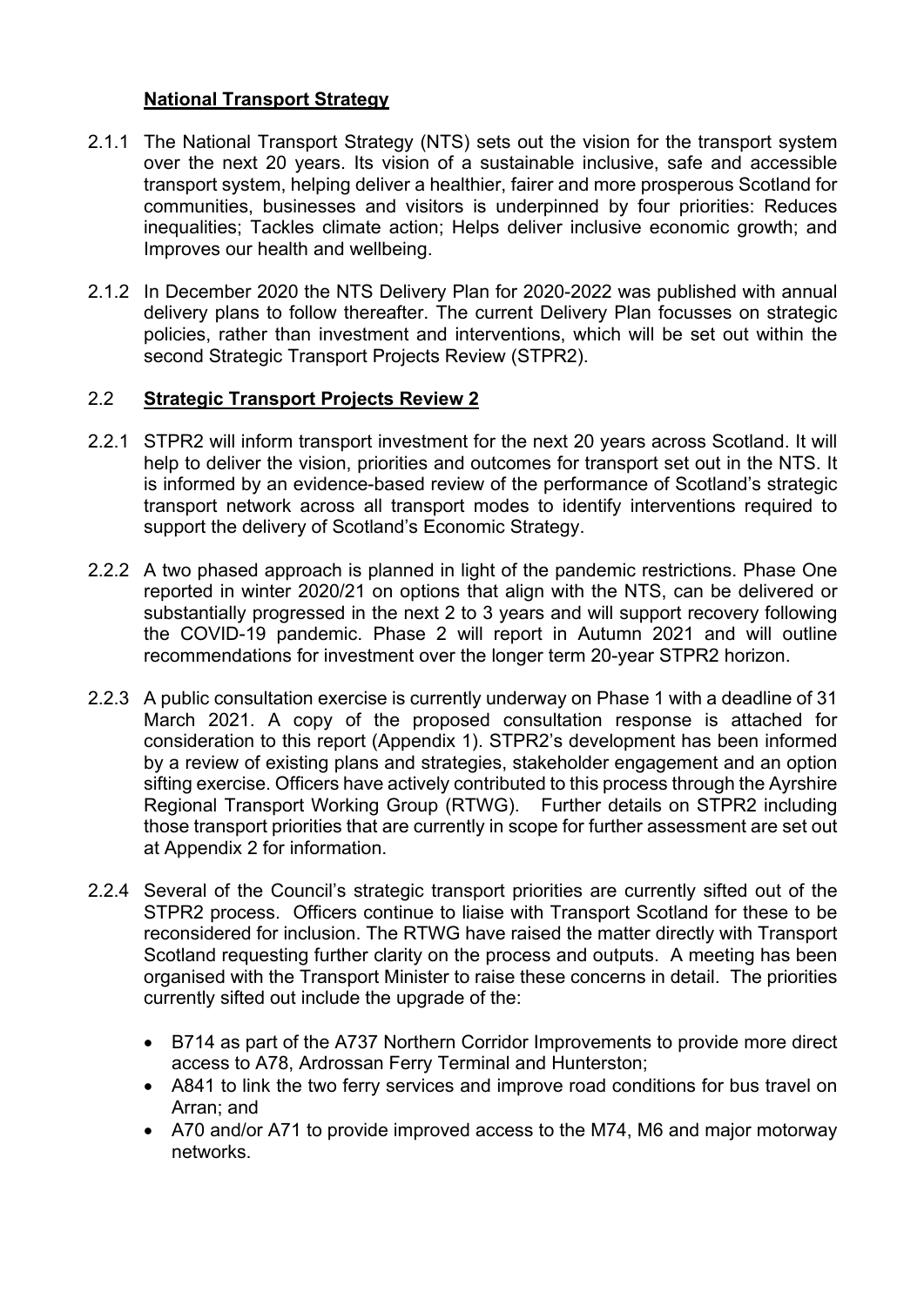## National Transport Strategy

2.1.1 The National Transport Strategy (NTS) sets out the vision for the transport system over the next 20 years. Its vision of a sustainable inclusive, safe and accessible transport system, helping deliver a healthier, fairer and more prosperous Scotland for communities, businesses and visitors is underpinned by four priorities: Reduces inequalities; Tackles climate action; Helps deliver inclusive economic growth; and Improves our health and wellbeing.

2.1.2 In December 2020 the NTS Delivery Plan for 2020-2022 was published with annual delivery plans to follow thereafter. The current Delivery Plan focusses on strategic policies, rather than investment and interventions, which will be set out within the second Strategic Transport Projects Review (STPR2).

## 2.2 Strategic Transport Projects Review 2

2.2.1 STPR2 will inform transport investment for the next 20 years across Scotland. It will help to deliver the vision, priorities and outcomes for transport set out in the NTS. It is informed by an evidence-based review of the performance of Scotland's strategic transport network across all transport modes to identify interventions required to support the delivery of Scotland's Economic Strategy.

2.2.2 A two phased approach is planned in light of the pandemic restrictions. Phase One reported in winter 2020/21 on options that align with the NTS, can be delivered or substantially progressed in the next 2 to 3 years and will support recovery following the COVID-19 pandemic. Phase 2 will report in Autumn 2021 and will outline recommendations for investment over the longer term 20-year STPR2 horizon.

2.2.3 A public consultation exercise is currently underway on Phase 1 with a deadline of 31 March 2021. A copy of the proposed consultation response is attached for consideration to this report (Appendix 1). STPR2's development has been informed by a review of existing plans and strategies, stakeholder engagement and an option sifting exercise. Officers have actively contributed to this process through the Ayrshire Regional Transport Working Group (RTWG). Further details on STPR2 including those transport priorities that are currently in scope for further assessment are set out at Appendix 2 for information.

2.2.4 Several of the Council's strategic transport priorities are currently sifted out of the STPR2 process. Officers continue to liaise with Transport Scotland for these to be reconsidered for inclusion. The RTWG have raised the matter directly with Transport Scotland requesting further clarity on the process and outputs. A meeting has been organised with the Transport Minister to raise these concerns in detail. The priorities currently sifted out include the upgrade of the:

- B714 as part of the A737 Northern Corridor Improvements to provide more direct access to A78, Ardrossan Ferry Terminal and Hunterston;
- A841 to link the two ferry services and improve road conditions for bus travel on Arran; and
- A70 and/or A71 to provide improved access to the M74, M6 and major motorway networks.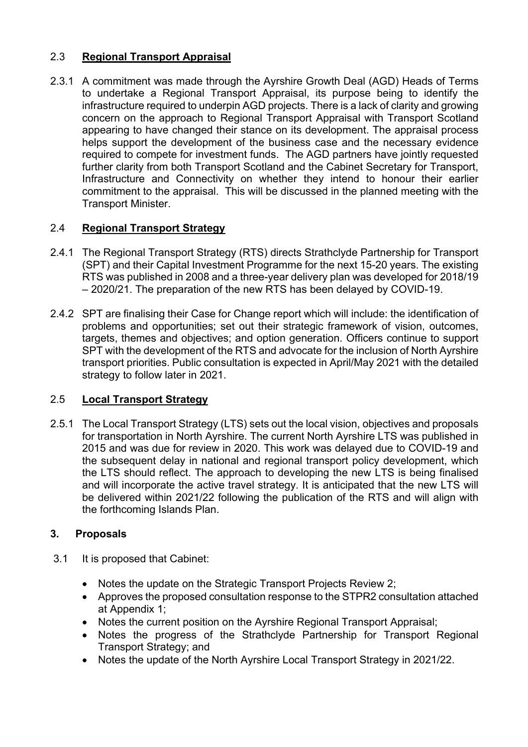## 2.3 **Regional Transport Appraisal**

2.3.1 A commitment was made through the Ayrshire Growth Deal (AGD) Heads of Terms to undertake a Regional Transport Appraisal, its purpose being to identify the infrastructure required to underpin AGD projects. There is a lack of clarity and growing concern on the approach to Regional Transport Appraisal with Transport Scotland appearing to have changed their stance on its development. The appraisal process helps support the development of the business case and the necessary evidence required to compete for investment funds. The AGD partners have jointly requested further clarity from both Transport Scotland and the Cabinet Secretary for Transport, Infrastructure and Connectivity on whether they intend to honour their earlier commitment to the appraisal. This will be discussed in the planned meeting with the Transport Minister.

## 2.4 **Regional Transport Strategy**

2.4.1 The Regional Transport Strategy (RTS) directs Strathclyde Partnership for Transport (SPT) and their Capital Investment Programme for the next 15-20 years. The existing RTS was published in 2008 and a three-year delivery plan was developed for 2018/19 – 2020/21. The preparation of the new RTS has been delayed by COVID-19.

2.4.2 SPT are finalising their Case for Change report which will include: the identification of problems and opportunities; set out their strategic framework of vision, outcomes, targets, themes and objectives; and option generation. Officers continue to support SPT with the development of the RTS and advocate for the inclusion of North Ayrshire transport priorities. Public consultation is expected in April/May 2021 with the detailed strategy to follow later in 2021.

## 2.5 **Local Transport Strategy**

2.5.1 The Local Transport Strategy (LTS) sets out the local vision, objectives and proposals for transportation in North Ayrshire. The current North Ayrshire LTS was published in 2015 and was due for review in 2020. This work was delayed due to COVID-19 and the subsequent delay in national and regional transport policy development, which the LTS should reflect. The approach to developing the new LTS is being finalised and will incorporate the active travel strategy. It is anticipated that the new LTS will be delivered within 2021/22 following the publication of the RTS and will align with the forthcoming Islands Plan.

## 3. **Proposals**

3.1 It is proposed that Cabinet:

- Notes the update on the Strategic Transport Projects Review 2;
- Approves the proposed consultation response to the STPR2 consultation attached at Appendix 1;
- Notes the current position on the Ayrshire Regional Transport Appraisal;
- Notes the progress of the Strathclyde Partnership for Transport Regional Transport Strategy; and
- Notes the update of the North Ayrshire Local Transport Strategy in 2021/22.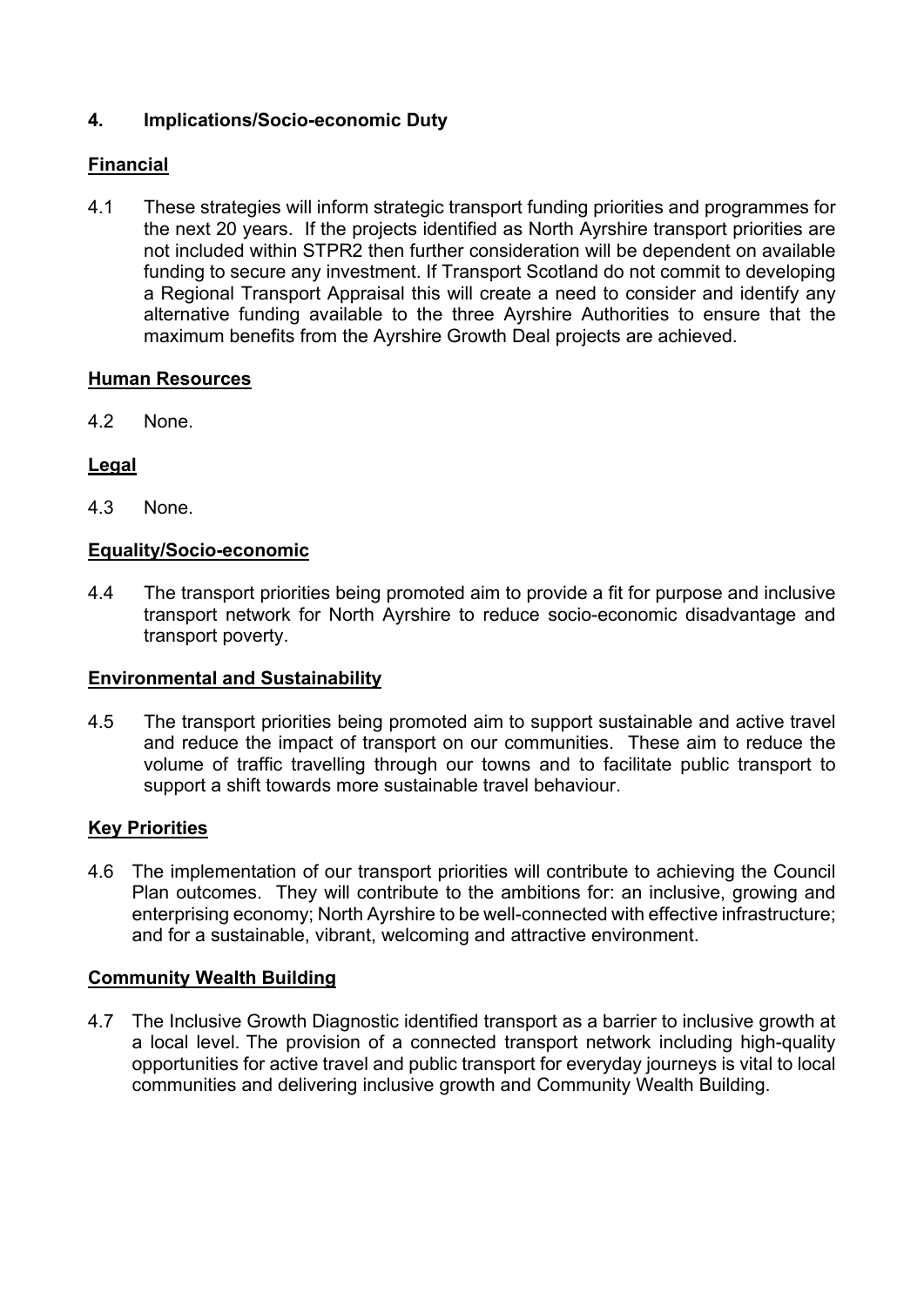## 4. Implications/Socio-economic Duty

### Financial

4.1 These strategies will inform strategic transport funding priorities and programmes for the next 20 years. If the projects identified as North Ayrshire transport priorities are not included within STPR2 then further consideration will be dependent on available funding to secure any investment. If Transport Scotland do not commit to developing a Regional Transport Appraisal this will create a need to consider and identify any alternative funding available to the three Ayrshire Authorities to ensure that the maximum benefits from the Ayrshire Growth Deal projects are achieved.

### Human Resources

4.2 None.

### Legal

4.3 None.

### Equality/Socio-economic

4.4 The transport priorities being promoted aim to provide a fit for purpose and inclusive transport network for North Ayrshire to reduce socio-economic disadvantage and transport poverty.

### Environmental and Sustainability

4.5 The transport priorities being promoted aim to support sustainable and active travel and reduce the impact of transport on our communities. These aim to reduce the volume of traffic travelling through our towns and to facilitate public transport to support a shift towards more sustainable travel behaviour.

### Key Priorities

4.6 The implementation of our transport priorities will contribute to achieving the Council Plan outcomes. They will contribute to the ambitions for: an inclusive, growing and enterprising economy; North Ayrshire to be well-connected with effective infrastructure; and for a sustainable, vibrant, welcoming and attractive environment.

### Community Wealth Building

4.7 The Inclusive Growth Diagnostic identified transport as a barrier to inclusive growth at a local level. The provision of a connected transport network including high-quality opportunities for active travel and public transport for everyday journeys is vital to local communities and delivering inclusive growth and Community Wealth Building.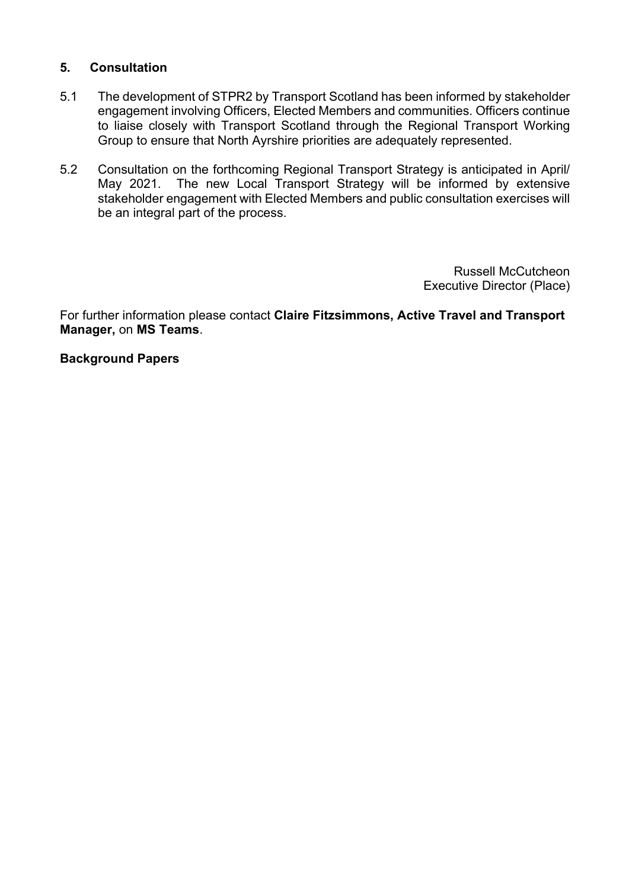## 5. Consultation

5.1 The development of STPR2 by Transport Scotland has been informed by stakeholder engagement involving Officers, Elected Members and communities. Officers continue to liaise closely with Transport Scotland through the Regional Transport Working Group to ensure that North Ayrshire priorities are adequately represented.

5.2 Consultation on the forthcoming Regional Transport Strategy is anticipated in April/ May 2021. The new Local Transport Strategy will be informed by extensive stakeholder engagement with Elected Members and public consultation exercises will be an integral part of the process.

Russell McCutcheon
Executive Director (Place)

For further information please contact **Claire Fitzsimmons, Active Travel and Transport Manager,** on **MS Teams**.

**Background Papers**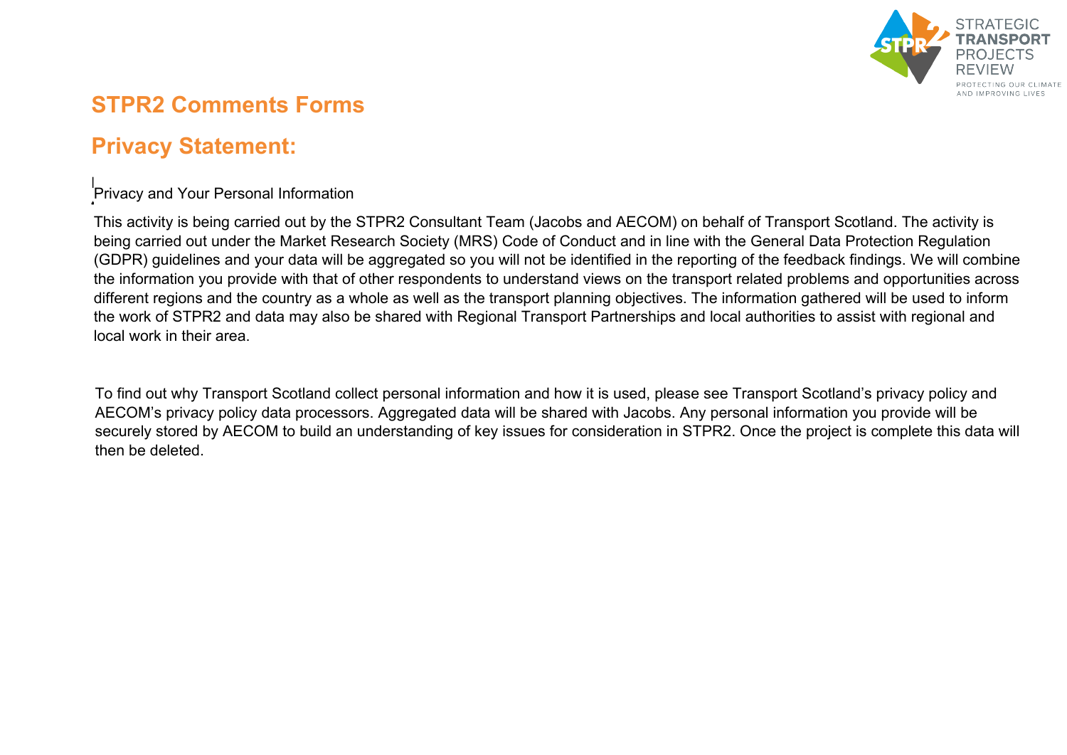## STPR2 Comments Forms

## Privacy Statement:

Privacy and Your Personal Information

This activity is being carried out by the STPR2 Consultant Team (Jacobs and AECOM) on behalf of Transport Scotland. The activity is being carried out under the Market Research Society (MRS) Code of Conduct and in line with the General Data Protection Regulation (GDPR) guidelines and your data will be aggregated so you will not be identified in the reporting of the feedback findings. We will combine the information you provide with that of other respondents to understand views on the transport related problems and opportunities across different regions and the country as a whole as well as the transport planning objectives. The information gathered will be used to inform the work of STPR2 and data may also be shared with Regional Transport Partnerships and local authorities to assist with regional and local work in their area.

To find out why Transport Scotland collect personal information and how it is used, please see Transport Scotland's privacy policy and AECOM's privacy policy data processors. Aggregated data will be shared with Jacobs. Any personal information you provide will be securely stored by AECOM to build an understanding of key issues for consideration in STPR2. Once the project is complete this data will then be deleted.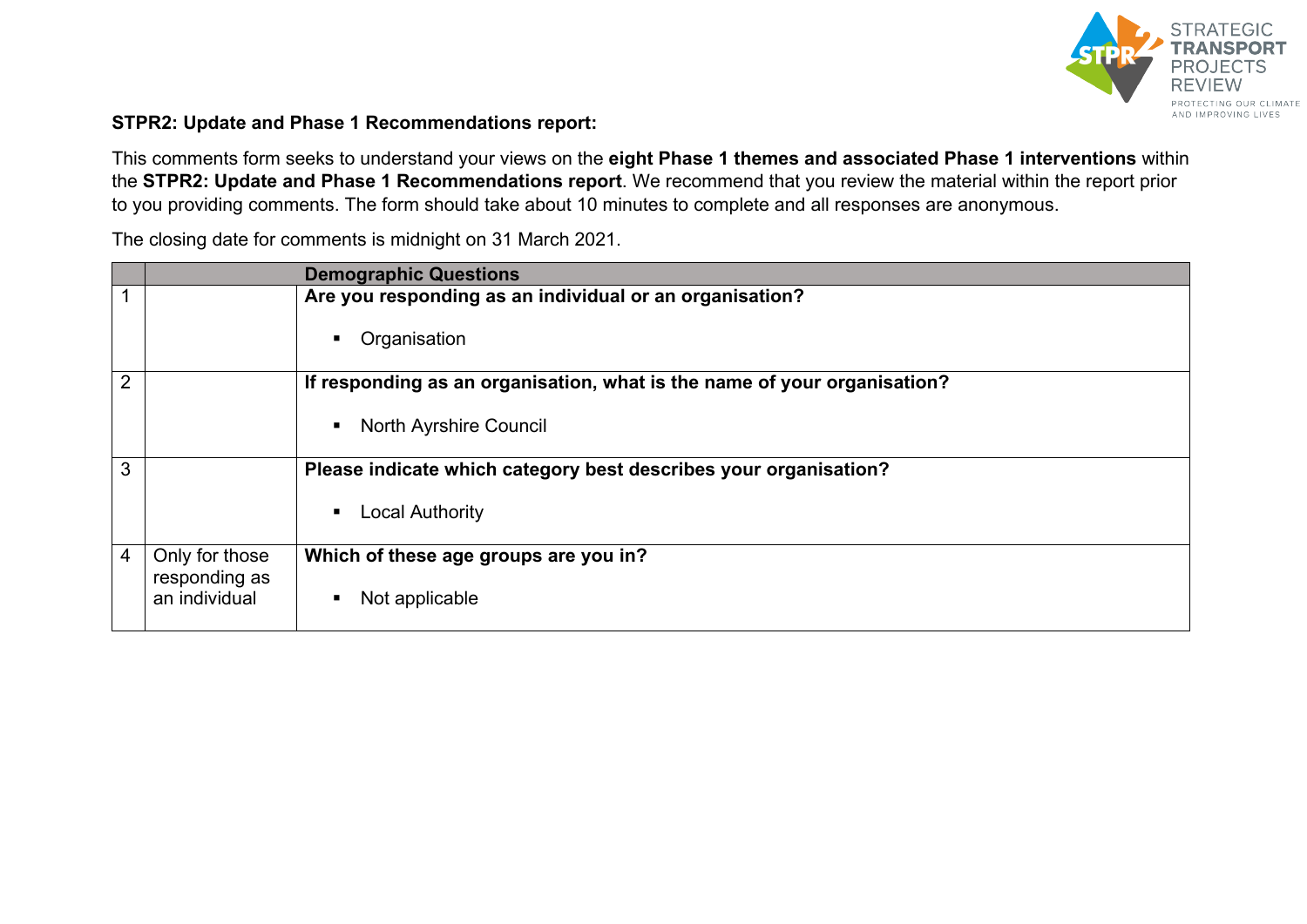**STPR2: Update and Phase 1 Recommendations report:**

This comments form seeks to understand your views on the **eight Phase 1 themes and associated Phase 1 interventions** within the **STPR2: Update and Phase 1 Recommendations report**. We recommend that you review the material within the report prior to you providing comments. The form should take about 10 minutes to complete and all responses are anonymous.

The closing date for comments is midnight on 31 March 2021.

| | | **Demographic Questions** |
|---|---|---|
| 1 | | **Are you responding as an individual or an organisation?**<br>▪ Organisation |
| 2 | | **If responding as an organisation, what is the name of your organisation?**<br>▪ North Ayrshire Council |
| 3 | | **Please indicate which category best describes your organisation?**<br>▪ Local Authority |
| 4 | Only for those responding as an individual | **Which of these age groups are you in?**<br>▪ Not applicable |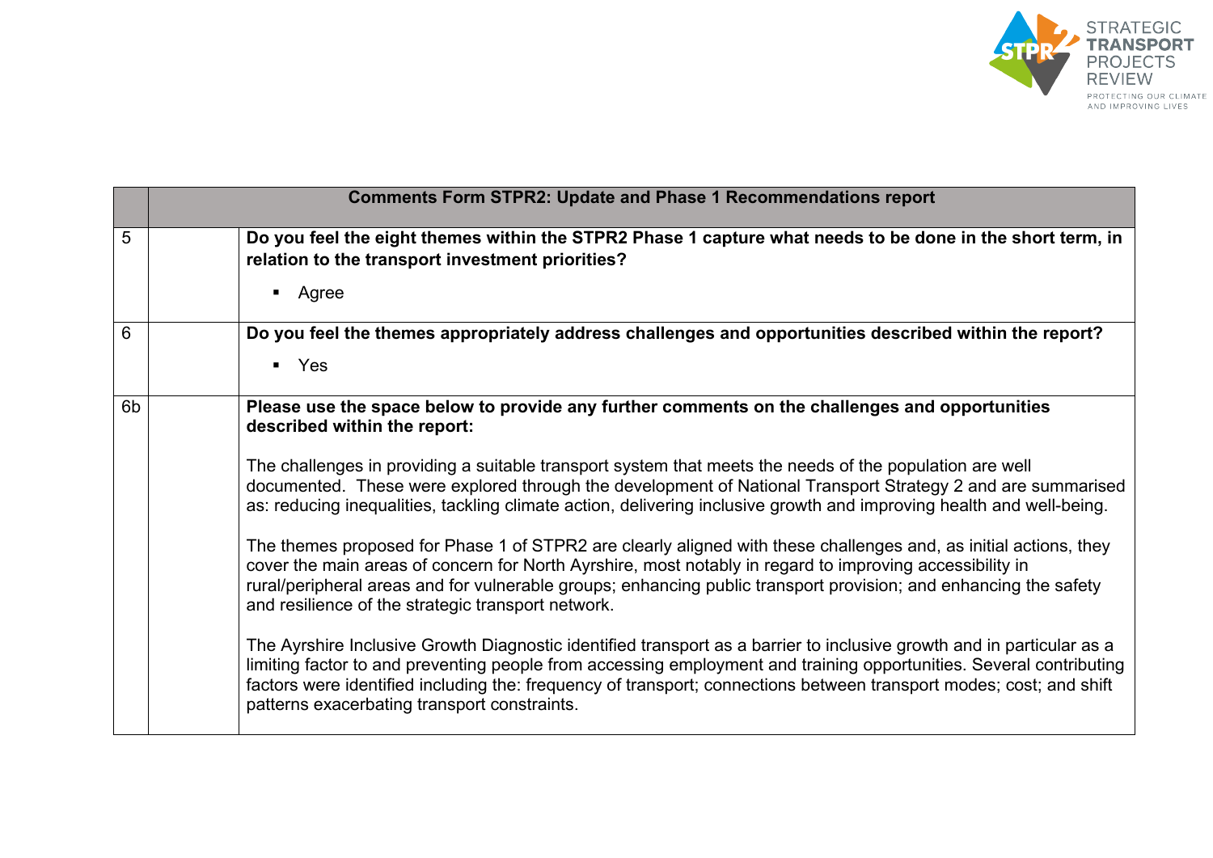| | | Comments Form STPR2: Update and Phase 1 Recommendations report |
|---|---|---|
| 5 | | **Do you feel the eight themes within the STPR2 Phase 1 capture what needs to be done in the short term, in relation to the transport investment priorities?**<br><br>▪ Agree |
| 6 | | **Do you feel the themes appropriately address challenges and opportunities described within the report?**<br><br>▪ Yes |
| 6b | | **Please use the space below to provide any further comments on the challenges and opportunities described within the report:**<br><br>The challenges in providing a suitable transport system that meets the needs of the population are well documented. These were explored through the development of National Transport Strategy 2 and are summarised as: reducing inequalities, tackling climate action, delivering inclusive growth and improving health and well-being.<br><br>The themes proposed for Phase 1 of STPR2 are clearly aligned with these challenges and, as initial actions, they cover the main areas of concern for North Ayrshire, most notably in regard to improving accessibility in rural/peripheral areas and for vulnerable groups; enhancing public transport provision; and enhancing the safety and resilience of the strategic transport network.<br><br>The Ayrshire Inclusive Growth Diagnostic identified transport as a barrier to inclusive growth and in particular as a limiting factor to and preventing people from accessing employment and training opportunities. Several contributing factors were identified including the: frequency of transport; connections between transport modes; cost; and shift patterns exacerbating transport constraints. |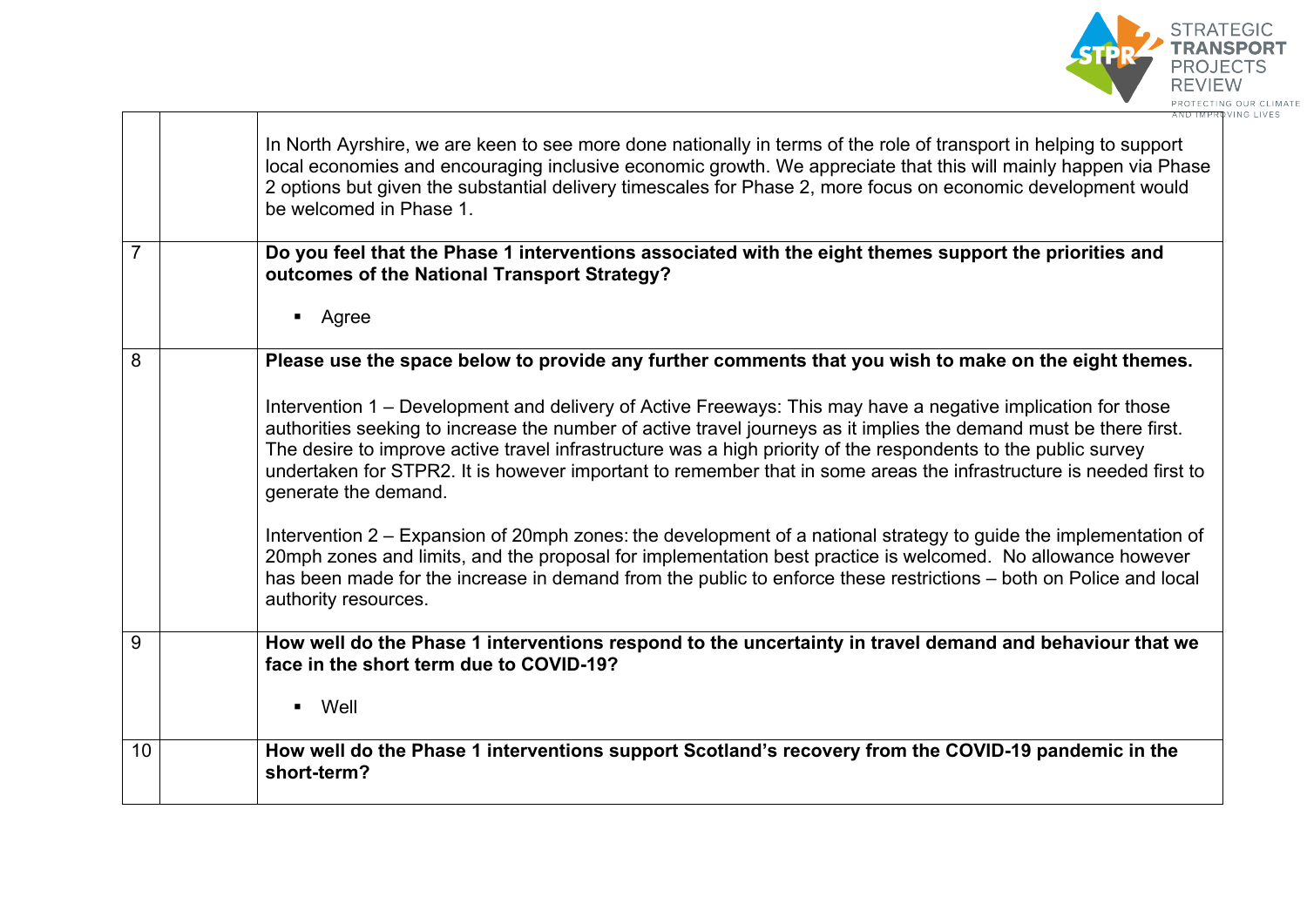| | | |
|---|---|---|
| | | In North Ayrshire, we are keen to see more done nationally in terms of the role of transport in helping to support local economies and encouraging inclusive economic growth. We appreciate that this will mainly happen via Phase 2 options but given the substantial delivery timescales for Phase 2, more focus on economic development would be welcomed in Phase 1. |
| 7 | | **Do you feel that the Phase 1 interventions associated with the eight themes support the priorities and outcomes of the National Transport Strategy?**<br><br>▪ Agree |
| 8 | | **Please use the space below to provide any further comments that you wish to make on the eight themes.**<br><br>Intervention 1 – Development and delivery of Active Freeways: This may have a negative implication for those authorities seeking to increase the number of active travel journeys as it implies the demand must be there first. The desire to improve active travel infrastructure was a high priority of the respondents to the public survey undertaken for STPR2. It is however important to remember that in some areas the infrastructure is needed first to generate the demand.<br><br>Intervention 2 – Expansion of 20mph zones: the development of a national strategy to guide the implementation of 20mph zones and limits, and the proposal for implementation best practice is welcomed. No allowance however has been made for the increase in demand from the public to enforce these restrictions – both on Police and local authority resources. |
| 9 | | **How well do the Phase 1 interventions respond to the uncertainty in travel demand and behaviour that we face in the short term due to COVID-19?**<br><br>▪ Well |
| 10 | | **How well do the Phase 1 interventions support Scotland's recovery from the COVID-19 pandemic in the short-term?** |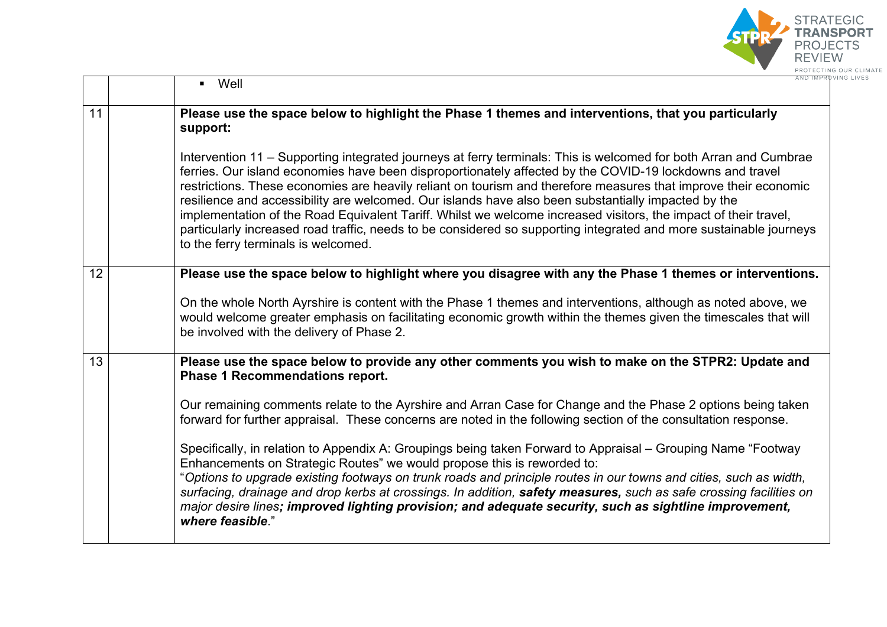| | | |
|---|---|---|
| | | ▪ Well |
| 11 | | **Please use the space below to highlight the Phase 1 themes and interventions, that you particularly support:**<br><br>Intervention 11 – Supporting integrated journeys at ferry terminals: This is welcomed for both Arran and Cumbrae ferries. Our island economies have been disproportionately affected by the COVID-19 lockdowns and travel restrictions. These economies are heavily reliant on tourism and therefore measures that improve their economic resilience and accessibility are welcomed. Our islands have also been substantially impacted by the implementation of the Road Equivalent Tariff. Whilst we welcome increased visitors, the impact of their travel, particularly increased road traffic, needs to be considered so supporting integrated and more sustainable journeys to the ferry terminals is welcomed. |
| 12 | | **Please use the space below to highlight where you disagree with any the Phase 1 themes or interventions.**<br><br>On the whole North Ayrshire is content with the Phase 1 themes and interventions, although as noted above, we would welcome greater emphasis on facilitating economic growth within the themes given the timescales that will be involved with the delivery of Phase 2. |
| 13 | | **Please use the space below to provide any other comments you wish to make on the STPR2: Update and Phase 1 Recommendations report.**<br><br>Our remaining comments relate to the Ayrshire and Arran Case for Change and the Phase 2 options being taken forward for further appraisal. These concerns are noted in the following section of the consultation response.<br><br>Specifically, in relation to Appendix A: Groupings being taken Forward to Appraisal – Grouping Name "Footway Enhancements on Strategic Routes" we would propose this is reworded to:<br>"*Options to upgrade existing footways on trunk roads and principle routes in our towns and cities, such as width, surfacing, drainage and drop kerbs at crossings. In addition, **safety measures,** such as safe crossing facilities on major desire lines**; improved lighting provision; and adequate security, such as sightline improvement, where feasible***." |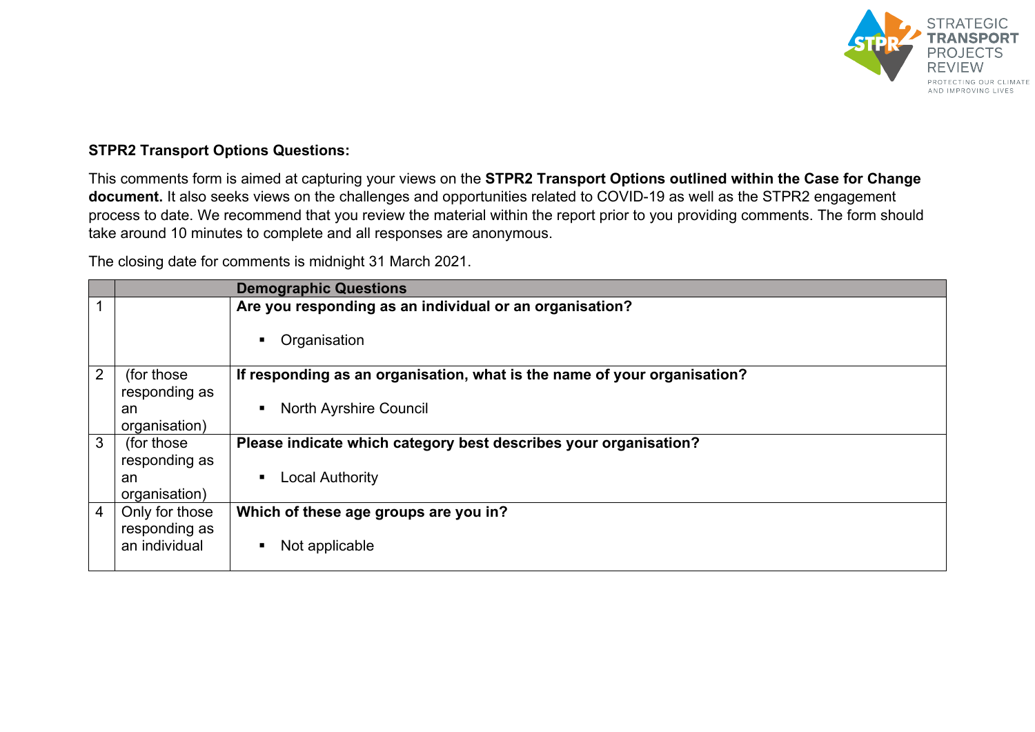**STPR2 Transport Options Questions:**

This comments form is aimed at capturing your views on the **STPR2 Transport Options outlined within the Case for Change document.** It also seeks views on the challenges and opportunities related to COVID-19 as well as the STPR2 engagement process to date. We recommend that you review the material within the report prior to you providing comments. The form should take around 10 minutes to complete and all responses are anonymous.

The closing date for comments is midnight 31 March 2021.

| | | **Demographic Questions** |
|---|---|---|
| 1 | | **Are you responding as an individual or an organisation?**<br><br>▪ Organisation |
| 2 | (for those responding as an organisation) | **If responding as an organisation, what is the name of your organisation?**<br><br>▪ North Ayrshire Council |
| 3 | (for those responding as an organisation) | **Please indicate which category best describes your organisation?**<br><br>▪ Local Authority |
| 4 | Only for those responding as an individual | **Which of these age groups are you in?**<br><br>▪ Not applicable |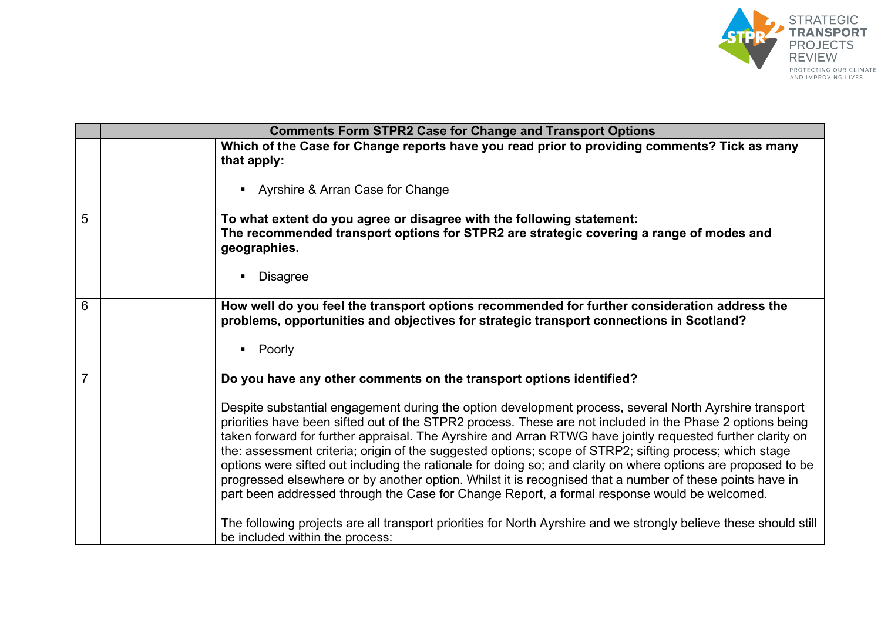| | | Comments Form STPR2 Case for Change and Transport Options |
|---|---|---|
| | | **Which of the Case for Change reports have you read prior to providing comments? Tick as many that apply:**<br><br>▪ Ayrshire & Arran Case for Change |
| 5 | | **To what extent do you agree or disagree with the following statement:**<br>**The recommended transport options for STPR2 are strategic covering a range of modes and geographies.**<br><br>▪ Disagree |
| 6 | | **How well do you feel the transport options recommended for further consideration address the problems, opportunities and objectives for strategic transport connections in Scotland?**<br><br>▪ Poorly |
| 7 | | **Do you have any other comments on the transport options identified?**<br><br>Despite substantial engagement during the option development process, several North Ayrshire transport priorities have been sifted out of the STPR2 process. These are not included in the Phase 2 options being taken forward for further appraisal. The Ayrshire and Arran RTWG have jointly requested further clarity on the: assessment criteria; origin of the suggested options; scope of STRP2; sifting process; which stage options were sifted out including the rationale for doing so; and clarity on where options are proposed to be progressed elsewhere or by another option. Whilst it is recognised that a number of these points have in part been addressed through the Case for Change Report, a formal response would be welcomed.<br><br>The following projects are all transport priorities for North Ayrshire and we strongly believe these should still be included within the process: |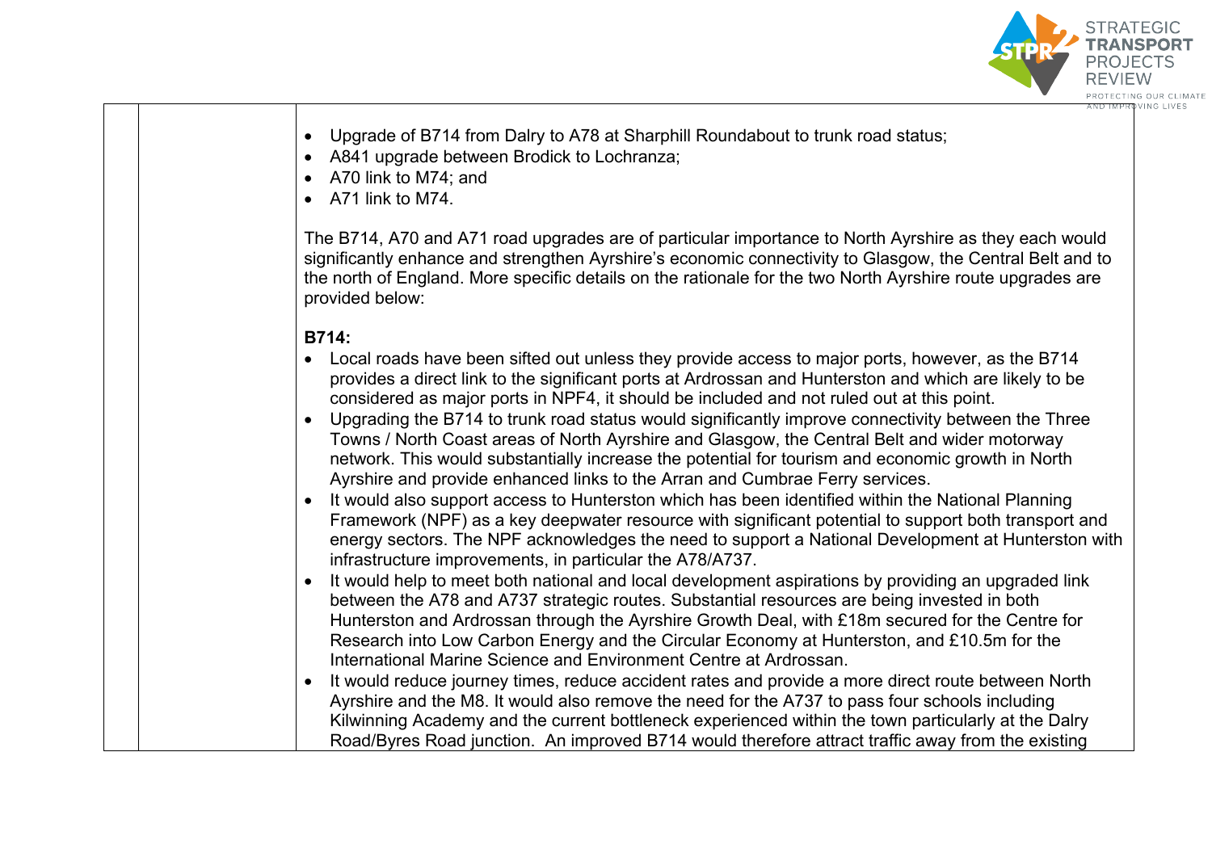| | | |
|---|---|---|
| | | • Upgrade of B714 from Dalry to A78 at Sharphill Roundabout to trunk road status;<br>• A841 upgrade between Brodick to Lochranza;<br>• A70 link to M74; and<br>• A71 link to M74.<br><br>The B714, A70 and A71 road upgrades are of particular importance to North Ayrshire as they each would significantly enhance and strengthen Ayrshire's economic connectivity to Glasgow, the Central Belt and to the north of England. More specific details on the rationale for the two North Ayrshire route upgrades are provided below:<br><br>**B714:**<br>• Local roads have been sifted out unless they provide access to major ports, however, as the B714 provides a direct link to the significant ports at Ardrossan and Hunterston and which are likely to be considered as major ports in NPF4, it should be included and not ruled out at this point.<br>• Upgrading the B714 to trunk road status would significantly improve connectivity between the Three Towns / North Coast areas of North Ayrshire and Glasgow, the Central Belt and wider motorway network. This would substantially increase the potential for tourism and economic growth in North Ayrshire and provide enhanced links to the Arran and Cumbrae Ferry services.<br>• It would also support access to Hunterston which has been identified within the National Planning Framework (NPF) as a key deepwater resource with significant potential to support both transport and energy sectors. The NPF acknowledges the need to support a National Development at Hunterston with infrastructure improvements, in particular the A78/A737.<br>• It would help to meet both national and local development aspirations by providing an upgraded link between the A78 and A737 strategic routes. Substantial resources are being invested in both Hunterston and Ardrossan through the Ayrshire Growth Deal, with £18m secured for the Centre for Research into Low Carbon Energy and the Circular Economy at Hunterston, and £10.5m for the International Marine Science and Environment Centre at Ardrossan.<br>• It would reduce journey times, reduce accident rates and provide a more direct route between North Ayrshire and the M8. It would also remove the need for the A737 to pass four schools including Kilwinning Academy and the current bottleneck experienced within the town particularly at the Dalry Road/Byres Road junction. An improved B714 would therefore attract traffic away from the existing |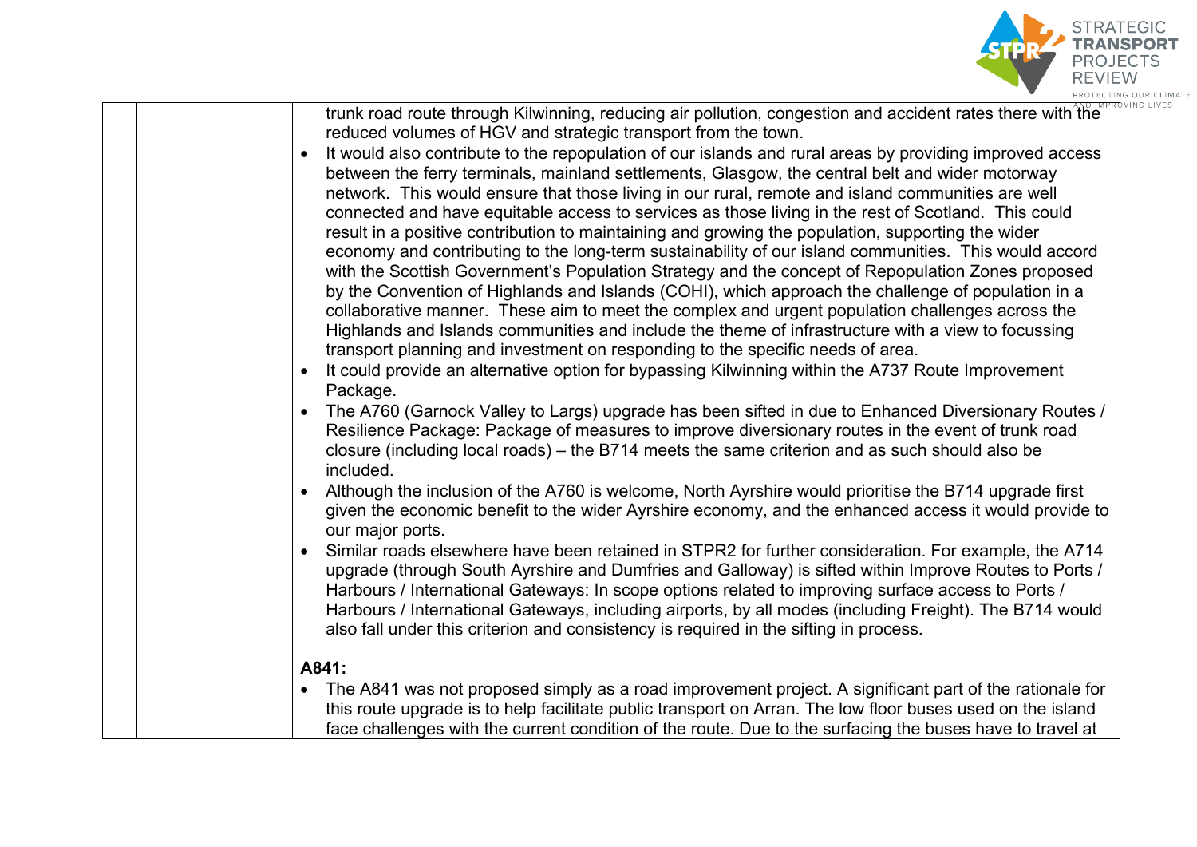| | | trunk road route through Kilwinning, reducing air pollution, congestion and accident rates there with the reduced volumes of HGV and strategic transport from the town.<br>• It would also contribute to the repopulation of our islands and rural areas by providing improved access between the ferry terminals, mainland settlements, Glasgow, the central belt and wider motorway network. This would ensure that those living in our rural, remote and island communities are well connected and have equitable access to services as those living in the rest of Scotland. This could result in a positive contribution to maintaining and growing the population, supporting the wider economy and contributing to the long-term sustainability of our island communities. This would accord with the Scottish Government's Population Strategy and the concept of Repopulation Zones proposed by the Convention of Highlands and Islands (COHI), which approach the challenge of population in a collaborative manner. These aim to meet the complex and urgent population challenges across the Highlands and Islands communities and include the theme of infrastructure with a view to focussing transport planning and investment on responding to the specific needs of area.<br>• It could provide an alternative option for bypassing Kilwinning within the A737 Route Improvement Package.<br>• The A760 (Garnock Valley to Largs) upgrade has been sifted in due to Enhanced Diversionary Routes / Resilience Package: Package of measures to improve diversionary routes in the event of trunk road closure (including local roads) – the B714 meets the same criterion and as such should also be included.<br>• Although the inclusion of the A760 is welcome, North Ayrshire would prioritise the B714 upgrade first given the economic benefit to the wider Ayrshire economy, and the enhanced access it would provide to our major ports.<br>• Similar roads elsewhere have been retained in STPR2 for further consideration. For example, the A714 upgrade (through South Ayrshire and Dumfries and Galloway) is sifted within Improve Routes to Ports / Harbours / International Gateways: In scope options related to improving surface access to Ports / Harbours / International Gateways, including airports, by all modes (including Freight). The B714 would also fall under this criterion and consistency is required in the sifting in process.<br><br>**A841:**<br>• The A841 was not proposed simply as a road improvement project. A significant part of the rationale for this route upgrade is to help facilitate public transport on Arran. The low floor buses used on the island face challenges with the current condition of the route. Due to the surfacing the buses have to travel at |
|---|---|---|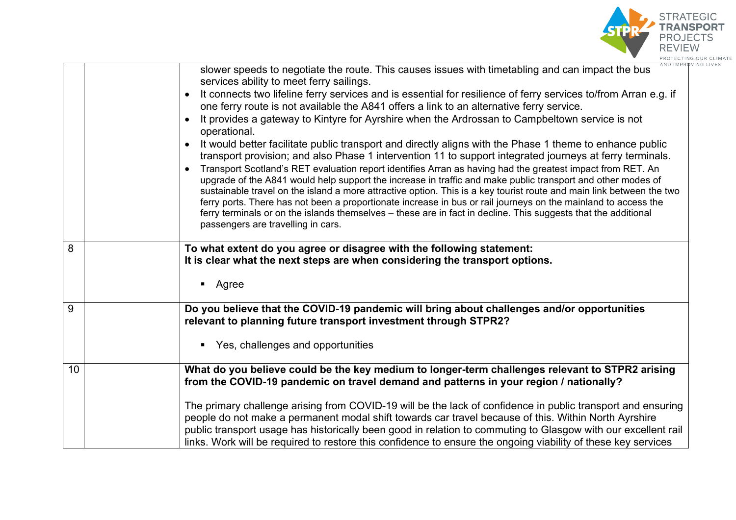|  |  |  |
|---|---|---|
|  |  | slower speeds to negotiate the route. This causes issues with timetabling and can impact the bus services ability to meet ferry sailings.<br>• It connects two lifeline ferry services and is essential for resilience of ferry services to/from Arran e.g. if one ferry route is not available the A841 offers a link to an alternative ferry service.<br>• It provides a gateway to Kintyre for Ayrshire when the Ardrossan to Campbeltown service is not operational.<br>• It would better facilitate public transport and directly aligns with the Phase 1 theme to enhance public transport provision; and also Phase 1 intervention 11 to support integrated journeys at ferry terminals.<br>• Transport Scotland's RET evaluation report identifies Arran as having had the greatest impact from RET. An upgrade of the A841 would help support the increase in traffic and make public transport and other modes of sustainable travel on the island a more attractive option. This is a key tourist route and main link between the two ferry ports. There has not been a proportionate increase in bus or rail journeys on the mainland to access the ferry terminals or on the islands themselves – these are in fact in decline. This suggests that the additional passengers are travelling in cars. |
| 8 |  | **To what extent do you agree or disagree with the following statement:**<br>**It is clear what the next steps are when considering the transport options.**<br><br>▪ Agree |
| 9 |  | **Do you believe that the COVID-19 pandemic will bring about challenges and/or opportunities relevant to planning future transport investment through STPR2?**<br><br>▪ Yes, challenges and opportunities |
| 10 |  | **What do you believe could be the key medium to longer-term challenges relevant to STPR2 arising from the COVID-19 pandemic on travel demand and patterns in your region / nationally?**<br><br>The primary challenge arising from COVID-19 will be the lack of confidence in public transport and ensuring people do not make a permanent modal shift towards car travel because of this. Within North Ayrshire public transport usage has historically been good in relation to commuting to Glasgow with our excellent rail links. Work will be required to restore this confidence to ensure the ongoing viability of these key services |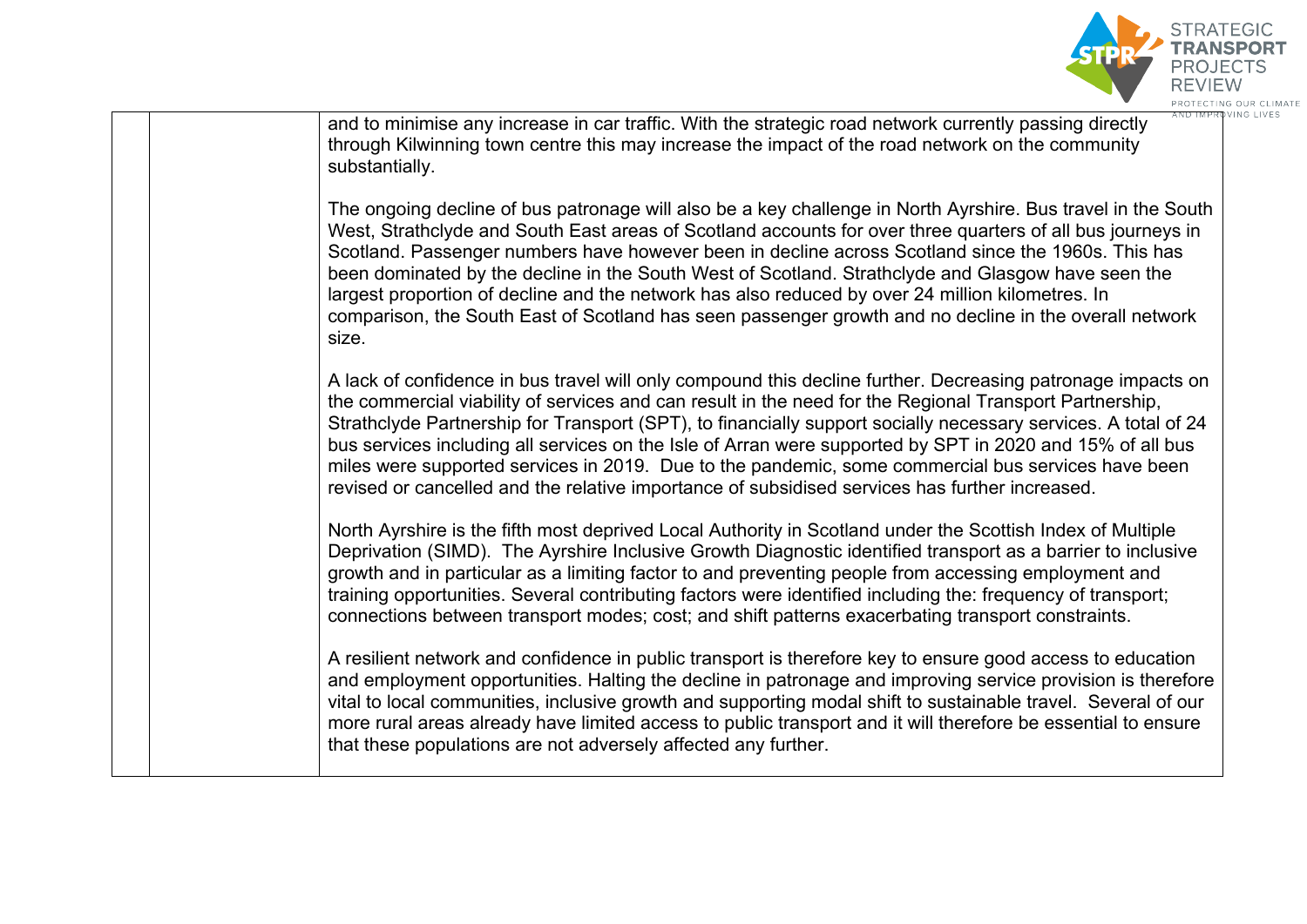| | | |
|---|---|---|
| | | and to minimise any increase in car traffic. With the strategic road network currently passing directly through Kilwinning town centre this may increase the impact of the road network on the community substantially.<br><br>The ongoing decline of bus patronage will also be a key challenge in North Ayrshire. Bus travel in the South West, Strathclyde and South East areas of Scotland accounts for over three quarters of all bus journeys in Scotland. Passenger numbers have however been in decline across Scotland since the 1960s. This has been dominated by the decline in the South West of Scotland. Strathclyde and Glasgow have seen the largest proportion of decline and the network has also reduced by over 24 million kilometres. In comparison, the South East of Scotland has seen passenger growth and no decline in the overall network size.<br><br>A lack of confidence in bus travel will only compound this decline further. Decreasing patronage impacts on the commercial viability of services and can result in the need for the Regional Transport Partnership, Strathclyde Partnership for Transport (SPT), to financially support socially necessary services. A total of 24 bus services including all services on the Isle of Arran were supported by SPT in 2020 and 15% of all bus miles were supported services in 2019. Due to the pandemic, some commercial bus services have been revised or cancelled and the relative importance of subsidised services has further increased.<br><br>North Ayrshire is the fifth most deprived Local Authority in Scotland under the Scottish Index of Multiple Deprivation (SIMD). The Ayrshire Inclusive Growth Diagnostic identified transport as a barrier to inclusive growth and in particular as a limiting factor to and preventing people from accessing employment and training opportunities. Several contributing factors were identified including the: frequency of transport; connections between transport modes; cost; and shift patterns exacerbating transport constraints.<br><br>A resilient network and confidence in public transport is therefore key to ensure good access to education and employment opportunities. Halting the decline in patronage and improving service provision is therefore vital to local communities, inclusive growth and supporting modal shift to sustainable travel. Several of our more rural areas already have limited access to public transport and it will therefore be essential to ensure that these populations are not adversely affected any further. |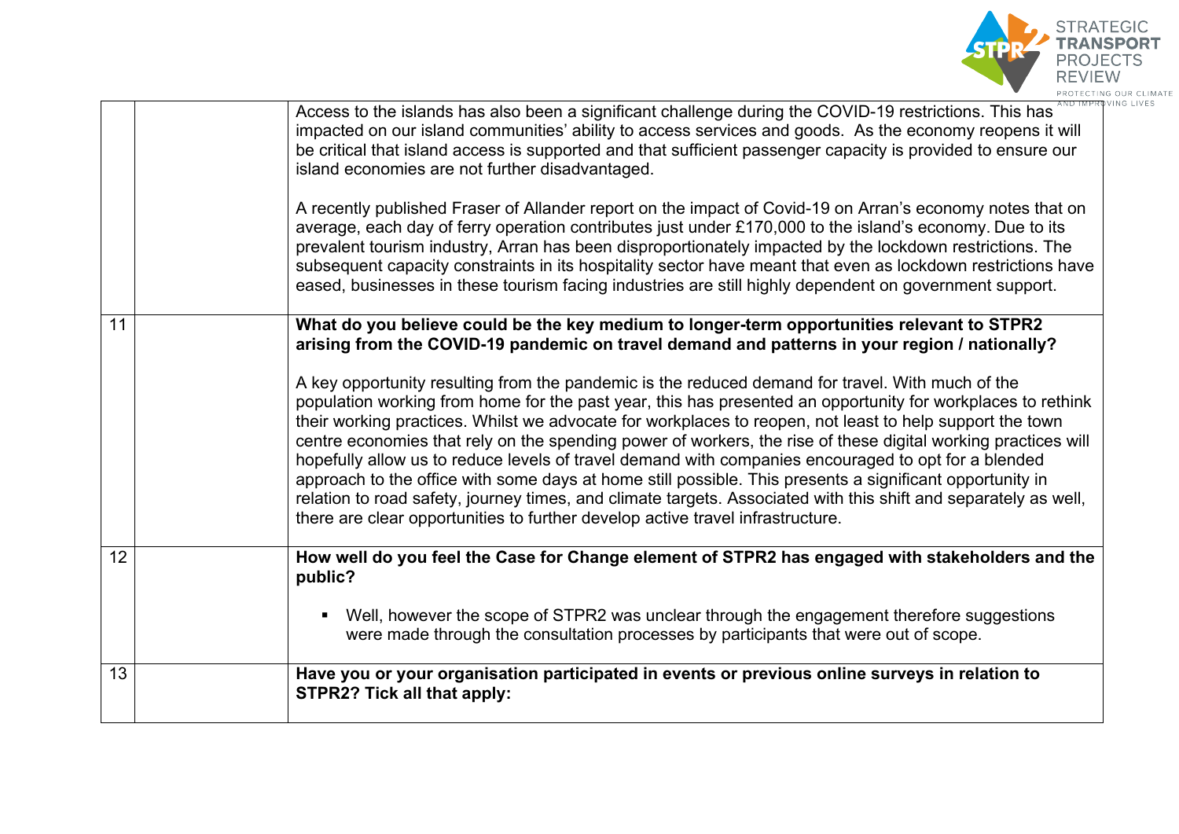| | | |
|---|---|---|
| | | Access to the islands has also been a significant challenge during the COVID-19 restrictions. This has impacted on our island communities' ability to access services and goods. As the economy reopens it will be critical that island access is supported and that sufficient passenger capacity is provided to ensure our island economies are not further disadvantaged.<br><br>A recently published Fraser of Allander report on the impact of Covid-19 on Arran's economy notes that on average, each day of ferry operation contributes just under £170,000 to the island's economy. Due to its prevalent tourism industry, Arran has been disproportionately impacted by the lockdown restrictions. The subsequent capacity constraints in its hospitality sector have meant that even as lockdown restrictions have eased, businesses in these tourism facing industries are still highly dependent on government support. |
| 11 | | **What do you believe could be the key medium to longer-term opportunities relevant to STPR2 arising from the COVID-19 pandemic on travel demand and patterns in your region / nationally?**<br><br>A key opportunity resulting from the pandemic is the reduced demand for travel. With much of the population working from home for the past year, this has presented an opportunity for workplaces to rethink their working practices. Whilst we advocate for workplaces to reopen, not least to help support the town centre economies that rely on the spending power of workers, the rise of these digital working practices will hopefully allow us to reduce levels of travel demand with companies encouraged to opt for a blended approach to the office with some days at home still possible. This presents a significant opportunity in relation to road safety, journey times, and climate targets. Associated with this shift and separately as well, there are clear opportunities to further develop active travel infrastructure. |
| 12 | | **How well do you feel the Case for Change element of STPR2 has engaged with stakeholders and the public?**<br><br>▪ Well, however the scope of STPR2 was unclear through the engagement therefore suggestions were made through the consultation processes by participants that were out of scope. |
| 13 | | **Have you or your organisation participated in events or previous online surveys in relation to STPR2? Tick all that apply:** |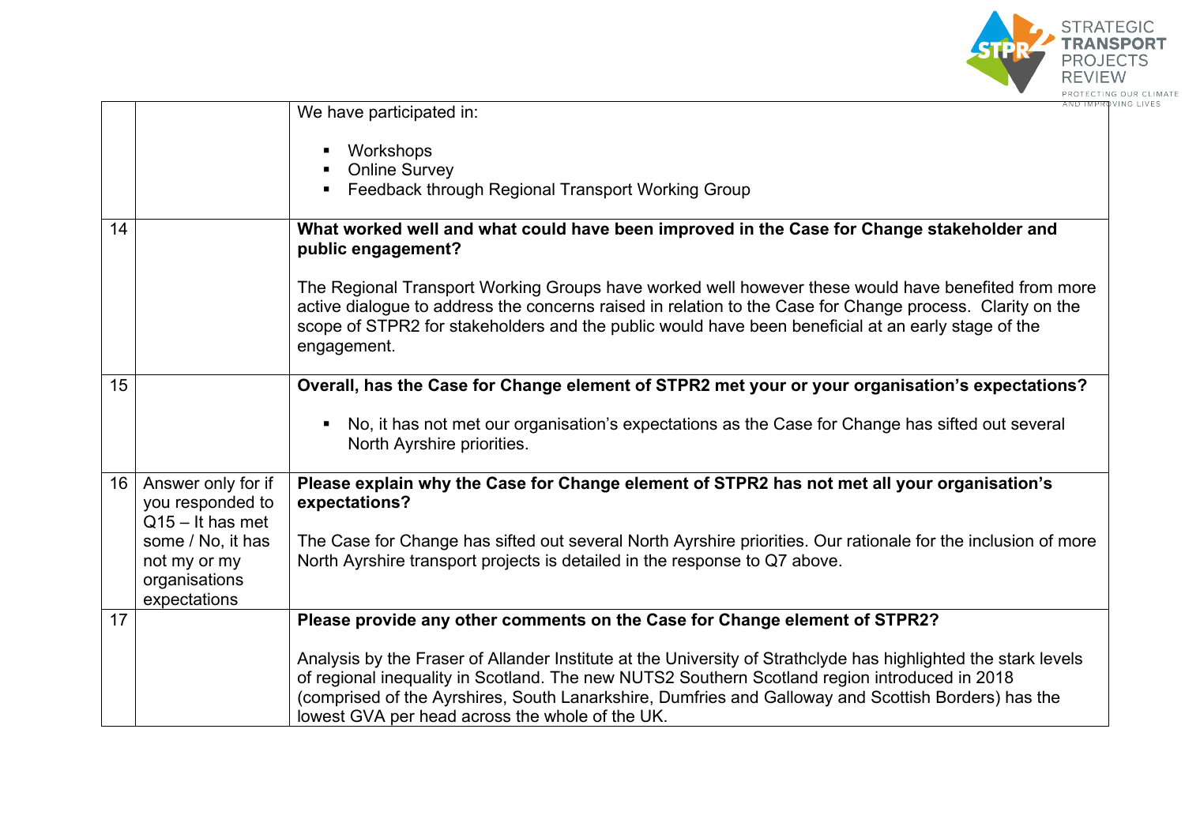| | | |
|---|---|---|
| | | We have participated in:<br><br>▪ Workshops<br>▪ Online Survey<br>▪ Feedback through Regional Transport Working Group |
| 14 | | **What worked well and what could have been improved in the Case for Change stakeholder and public engagement?**<br><br>The Regional Transport Working Groups have worked well however these would have benefited from more active dialogue to address the concerns raised in relation to the Case for Change process. Clarity on the scope of STPR2 for stakeholders and the public would have been beneficial at an early stage of the engagement. |
| 15 | | **Overall, has the Case for Change element of STPR2 met your or your organisation's expectations?**<br><br>▪ No, it has not met our organisation's expectations as the Case for Change has sifted out several North Ayrshire priorities. |
| 16 | Answer only for if you responded to Q15 – It has met some / No, it has not my or my organisations expectations | **Please explain why the Case for Change element of STPR2 has not met all your organisation's expectations?**<br><br>The Case for Change has sifted out several North Ayrshire priorities. Our rationale for the inclusion of more North Ayrshire transport projects is detailed in the response to Q7 above. |
| 17 | | **Please provide any other comments on the Case for Change element of STPR2?**<br><br>Analysis by the Fraser of Allander Institute at the University of Strathclyde has highlighted the stark levels of regional inequality in Scotland. The new NUTS2 Southern Scotland region introduced in 2018 (comprised of the Ayrshires, South Lanarkshire, Dumfries and Galloway and Scottish Borders) has the lowest GVA per head across the whole of the UK. |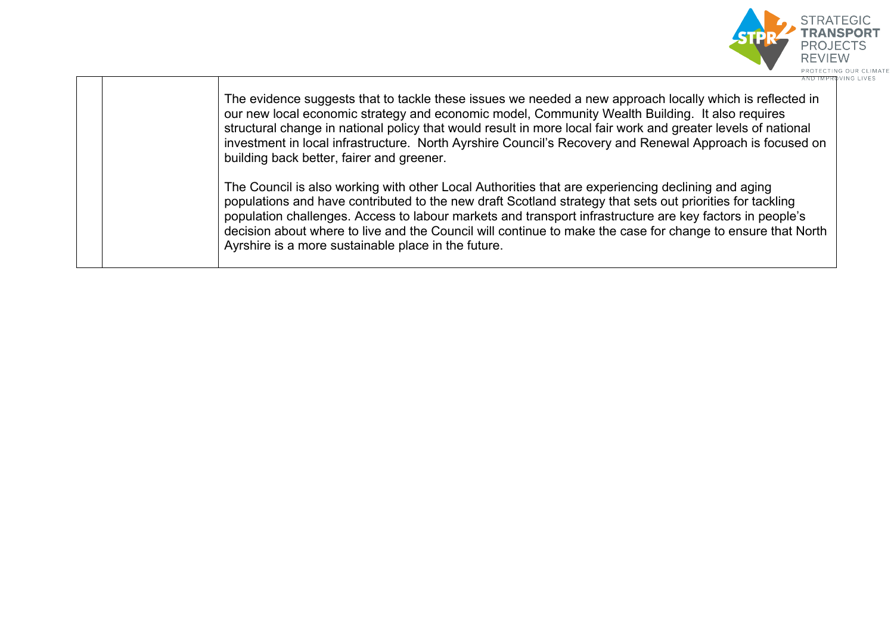|  |  |  |
|---|---|---|
|  |  | The evidence suggests that to tackle these issues we needed a new approach locally which is reflected in our new local economic strategy and economic model, Community Wealth Building. It also requires structural change in national policy that would result in more local fair work and greater levels of national investment in local infrastructure. North Ayrshire Council's Recovery and Renewal Approach is focused on building back better, fairer and greener.<br><br>The Council is also working with other Local Authorities that are experiencing declining and aging populations and have contributed to the new draft Scotland strategy that sets out priorities for tackling population challenges. Access to labour markets and transport infrastructure are key factors in people's decision about where to live and the Council will continue to make the case for change to ensure that North Ayrshire is a more sustainable place in the future. |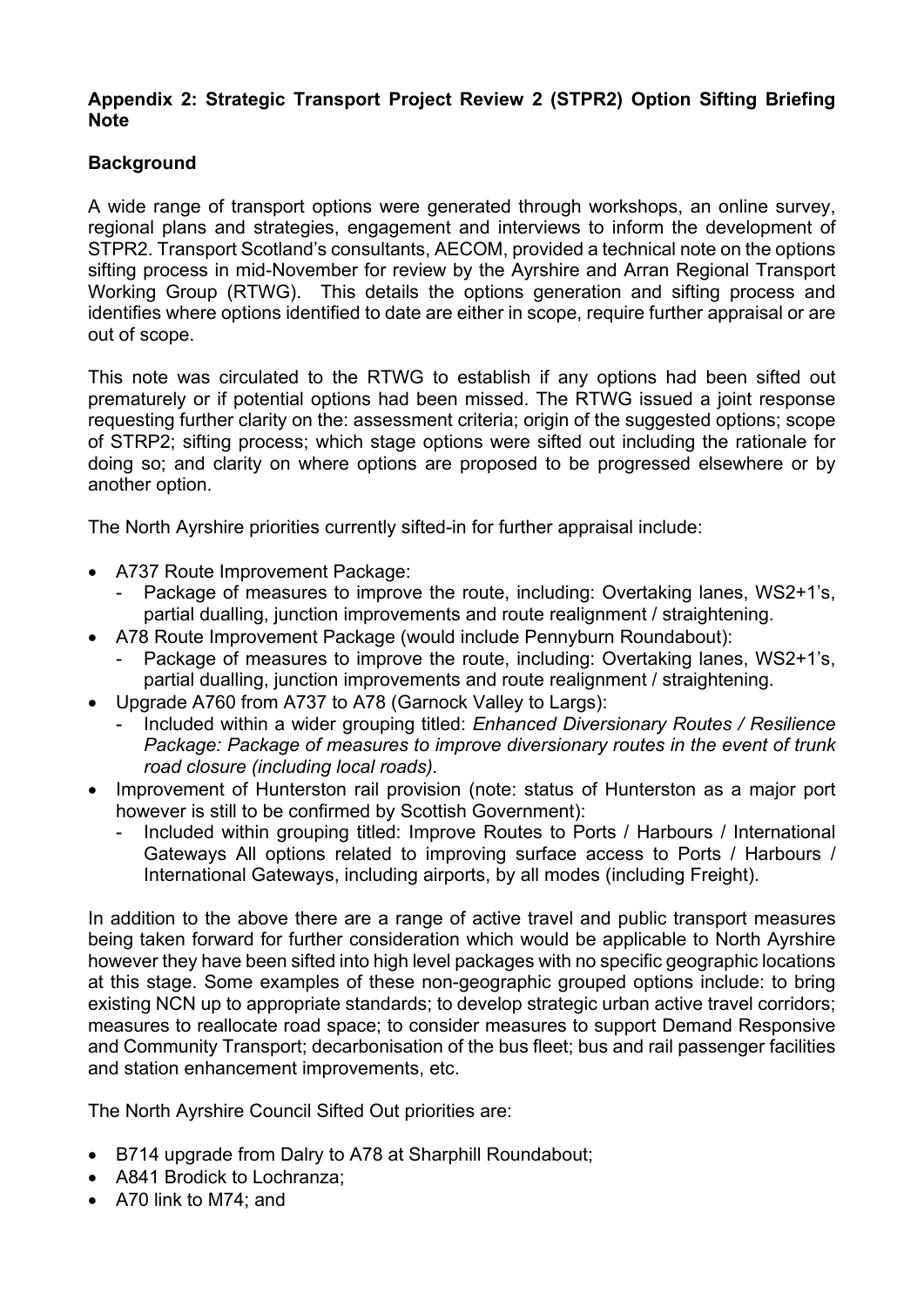**Appendix 2: Strategic Transport Project Review 2 (STPR2) Option Sifting Briefing Note**

**Background**

A wide range of transport options were generated through workshops, an online survey, regional plans and strategies, engagement and interviews to inform the development of STPR2. Transport Scotland's consultants, AECOM, provided a technical note on the options sifting process in mid-November for review by the Ayrshire and Arran Regional Transport Working Group (RTWG). This details the options generation and sifting process and identifies where options identified to date are either in scope, require further appraisal or are out of scope.

This note was circulated to the RTWG to establish if any options had been sifted out prematurely or if potential options had been missed. The RTWG issued a joint response requesting further clarity on the: assessment criteria; origin of the suggested options; scope of STRP2; sifting process; which stage options were sifted out including the rationale for doing so; and clarity on where options are proposed to be progressed elsewhere or by another option.

The North Ayrshire priorities currently sifted-in for further appraisal include:

- A737 Route Improvement Package:
  - Package of measures to improve the route, including: Overtaking lanes, WS2+1's, partial dualling, junction improvements and route realignment / straightening.
- A78 Route Improvement Package (would include Pennyburn Roundabout):
  - Package of measures to improve the route, including: Overtaking lanes, WS2+1's, partial dualling, junction improvements and route realignment / straightening.
- Upgrade A760 from A737 to A78 (Garnock Valley to Largs):
  - Included within a wider grouping titled: *Enhanced Diversionary Routes / Resilience Package: Package of measures to improve diversionary routes in the event of trunk road closure (including local roads).*
- Improvement of Hunterston rail provision (note: status of Hunterston as a major port however is still to be confirmed by Scottish Government):
  - Included within grouping titled: Improve Routes to Ports / Harbours / International Gateways All options related to improving surface access to Ports / Harbours / International Gateways, including airports, by all modes (including Freight).

In addition to the above there are a range of active travel and public transport measures being taken forward for further consideration which would be applicable to North Ayrshire however they have been sifted into high level packages with no specific geographic locations at this stage. Some examples of these non-geographic grouped options include: to bring existing NCN up to appropriate standards; to develop strategic urban active travel corridors; measures to reallocate road space; to consider measures to support Demand Responsive and Community Transport; decarbonisation of the bus fleet; bus and rail passenger facilities and station enhancement improvements, etc.

The North Ayrshire Council Sifted Out priorities are:

- B714 upgrade from Dalry to A78 at Sharphill Roundabout;
- A841 Brodick to Lochranza;
- A70 link to M74; and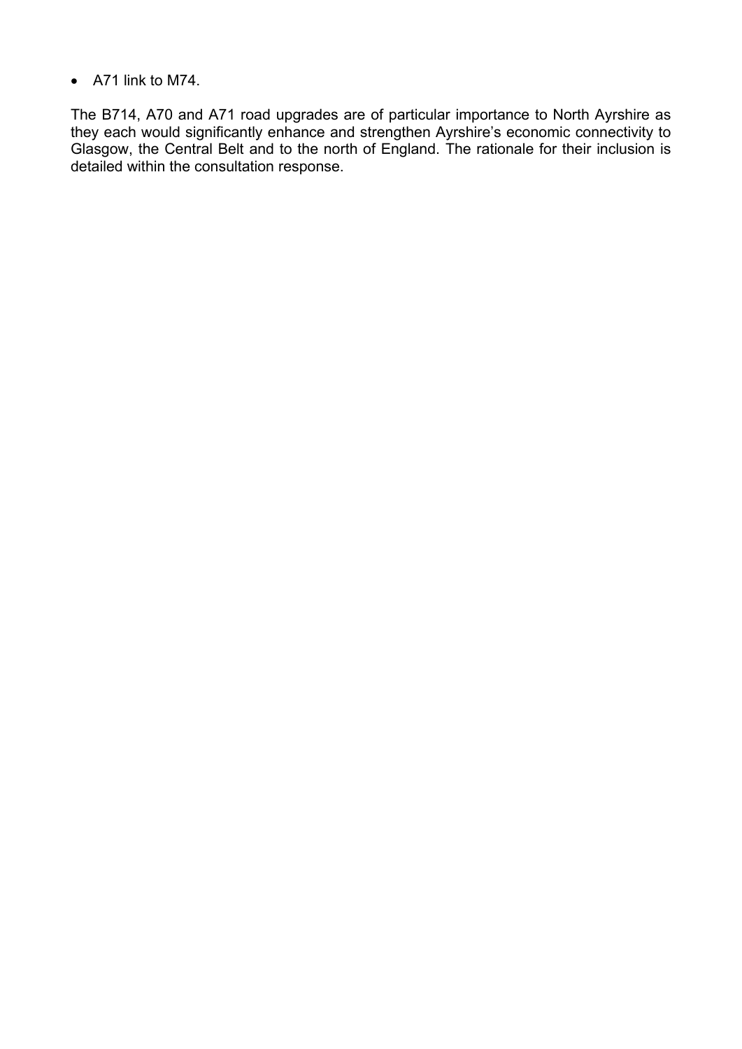- A71 link to M74.

The B714, A70 and A71 road upgrades are of particular importance to North Ayrshire as they each would significantly enhance and strengthen Ayrshire's economic connectivity to Glasgow, the Central Belt and to the north of England. The rationale for their inclusion is detailed within the consultation response.